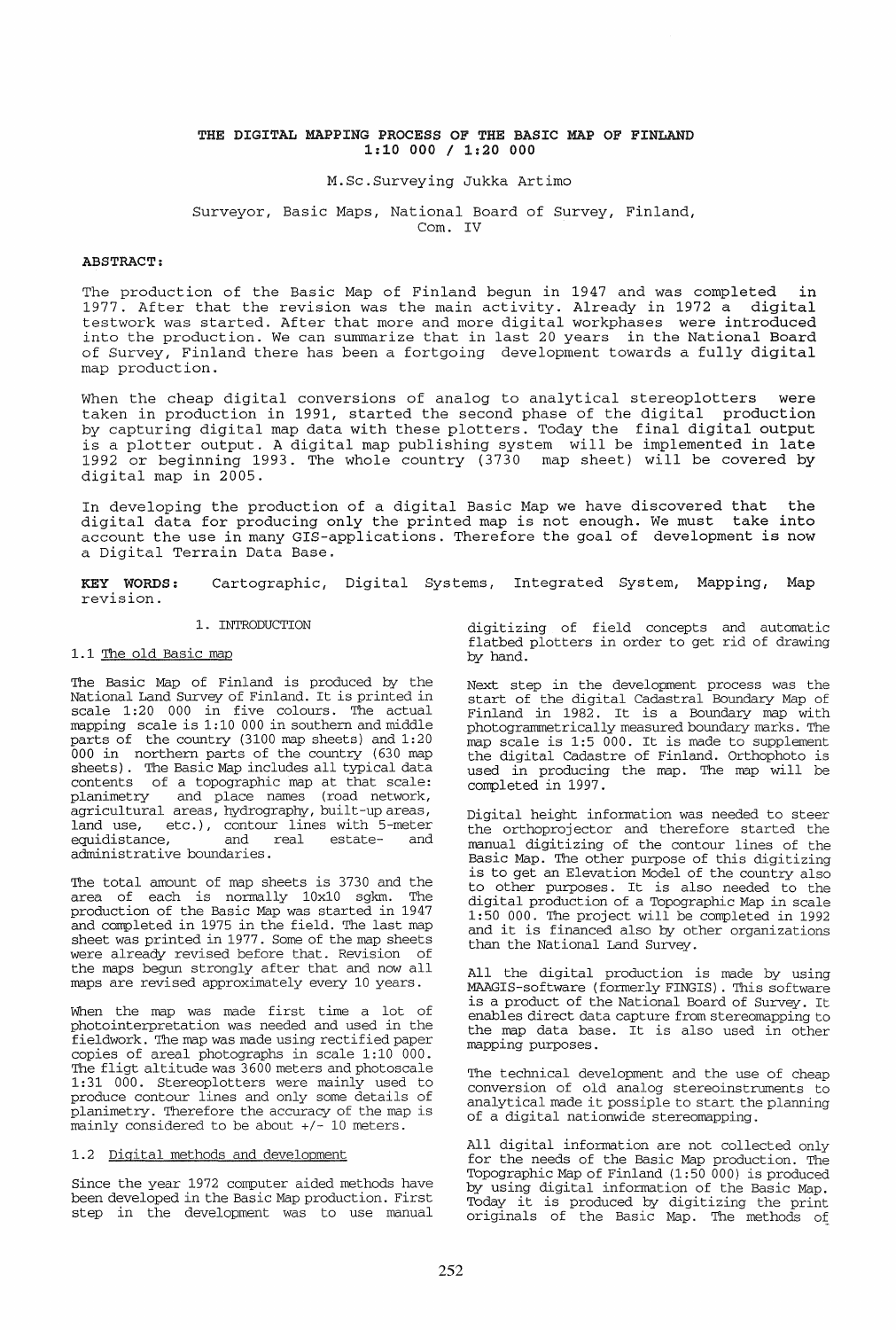# THE DIGITAL MAPPING PROCESS OF THE BASIC MAP OF FINLAND 1:10 000 / 1:20 000

M.Sc.Surveying Jukka Artimo

Surveyor, Basic Maps, National Board of Survey, Finland, Com. IV

**ABSTRACT:**

The production of the Basic Map of Finland begun in 1947 and was completed in 1977. After that the revision was the main activity. Already in 1972 a digital testwork was started. After that more and more digital workphases were introduced into the production. We can summarize that in last 20 years in the National Board of Survey, Finland there has been a fortgoing development towards a fully digital map production.

When the cheap digital conversions of analog to analytical stereoplotters were taken in production in 1991, started the second phase of the digital production by capturing digital map data with these plotters. Today the final digital output is a plotter output. A digital map publishing system will be implemented in late 1992 or beginning 1993. The whole country (3730 map sheet) will be covered by digital map in 2005.

In developing the production of a digital Basic Map we have discovered that the digital data for producing only the printed map is not enough. We must take into account the use in many GIS-applications. Therefore the goal of development is now a Digital Terrain Data Base.

**KEY WORDS:** Cartographic, Digital Systems, Integrated System, Mapping, Map revision.

## 1. INTRODUCTION

### 1.1 The old Basic map

The Basic Map of Finland is produced by the National Land Survey of Finland. It is printed in scale 1:20 000 in five colours. The actual mapping scale is 1:10 000 in southern and middle parts of the country (3100 map sheets) and 1:20 000 in northern parts of the country (630 map sheets). The Basic Map includes all typical data contents of a topographic map at that scale: planimetry and place names (road network, agricultural areas, hydrography, built-up areas, land use, etc.), contour lines with 5-meter equidistance, and real estate- and administrative boundaries.

The total amount of map sheets is 3730 and the area of each is normally 10x10 sqkm. The production of the Basic Map was started in 1947 and completed in 1975 in the field. The last map sheet was printed in 1977. Some of the map sheets were already revised before that. Revision of the maps begun strongly after that and now all maps are revised approximately every 10 years.

When the map was made first time a lot of photointerpretation was needed and used in the fieldwork. The map was made using rectified paper copies of areal photographs in scale 1:10 000. The fligt altitude was 3600 meters and photoscale 1:31 000. Stereoplotters were mainly used to produce contour lines and only some details of planimetry. Therefore the accuracy of the map is mainly considered to be about +/- 10 meters.

### 1.2 Digital methods and development

Since the year 1972 computer aided methods have been developed in the Basic Map production. First step in the development was to use manual digitizing of field concepts and automatic flatbed plotters in order to get rid of drawing by hand.

Next step in the development process was the start of the digital Cadastral Boundary Map of Finland in 1982. It is a Boundary map with photogrammetrically measured boundary marks. The map scale is 1:5 000. It is made to supplement the digital Cadastre of Finland. Orthophoto is used in producing the map. The map will be completed in 1997.

Digital height information was needed to steer the orthoprojector and therefore started the manual digitizing of the contour lines of the Basic Map. The other purpose of this digitizing is to get an Elevation Model of the country also to other purposes. It is also needed to the digital production of a Topographic Map in scale 1:50 000. The project will be completed in 1992 and it is financed also by other organizations than the National Land Survey.

All the digital production is made by using MAAGIS-software (formerly FINGIS). This software is a product of the National Board of Survey. It enables direct data capture from stereomapping to the map data base. It is also used in other mapping purposes.

The technical development and the use of cheap conversion of old analog stereoinstruments to analytical made it possible to start the planning of a digital nationwide stereomapping.

All digital information are not collected only for the needs of the Basic Map production. The Topographic Map of Finland (1:50 000) is produced by using digital information of the Basic Map. Today it is produced by digitizing the print originals of the Basic Map. The methods of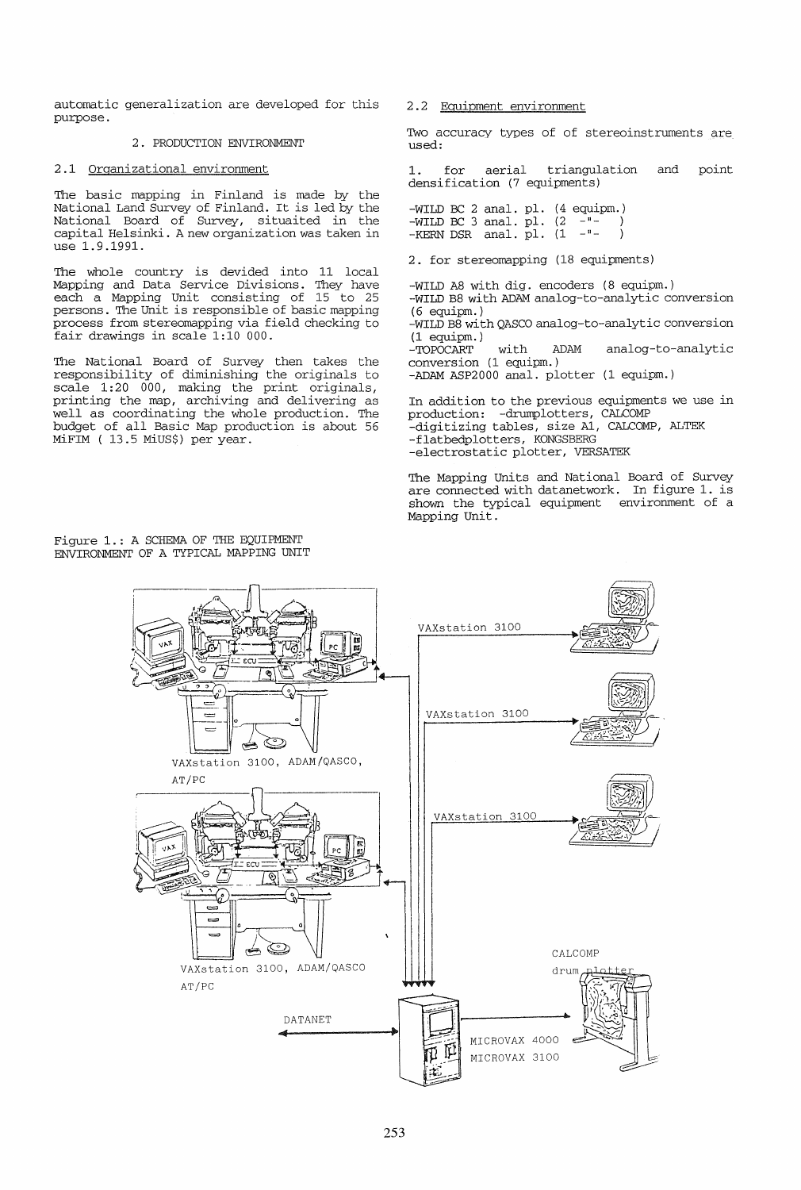automatic generalization are developed for this purpose.

## 2. PRODUCTION ENVIRONMENT

### 2.1 Organizational environment

The basic mapping in Finland is made by the National Land Survey of Finland. It is led by the National Board of Survey, situaited in the capital Helsinki. A new organization was taken in use 1.9.1991.

The whole country is devided into 11 local Mapping and Data Service Divisions. They have each a Mapping Unit consisting of 15 to 25 persons. The Unit is responsible of basic mapping process from stereomapping via field checking to fair drawings in scale 1:10 000.

The National Board of Survey then takes the responsibility of diminishing the originals to scale 1:20 000, making the print originals, printing the map, archiving and delivering as well as coordinating the whole production. The budget of all Basic Map production is about 56 MiFIM ( 13.5 MiUS$) per year.

### 2.2 Equipment environment

Two accuracy types of of stereoinstruments are used:

1. for aerial triangulation and point densification (7 equipments)

-WILD BC 2 anal. pl. (4 equipm.)
-WILD BC 3 anal. pl. (2 -"- )
-KERN DSR anal. pl. (1 -"- )

2. for stereomapping (18 equipments)

-WILD A8 with dig. encoders (8 equipm.)
-WILD B8 with ADAM analog-to-analytic conversion (6 equipm.)
-WILD B8 with QASCO analog-to-analytic conversion (1 equipm.)
-TOPOCART with ADAM analog-to-analytic conversion (1 equipm.)
-ADAM ASP2000 anal. plotter (1 equipm.)

In addition to the previous equipments we use in production: -drumplotters, CALCOMP
-digitizing tables, size A1, CALCOMP, ALTEK
-flatbedplotters, KONGSBERG
-electrostatic plotter, VERSATEK

The Mapping Units and National Board of Survey are connected with datanetwork. In figure 1. is shown the typical equipment environment of a Mapping Unit.

Figure 1.: A SCHEMA OF THE EQUIPMENT ENVIRONMENT OF A TYPICAL MAPPING UNIT

VAXstation 3100, ADAM/QASCO, AT/PC

VAXstation 3100, ADAM/QASCO AT/PC

VAXstation 3100

VAXstation 3100

VAXstation 3100

DATANET

MICROVAX 4000
MICROVAX 3100

CALCOMP drum plotter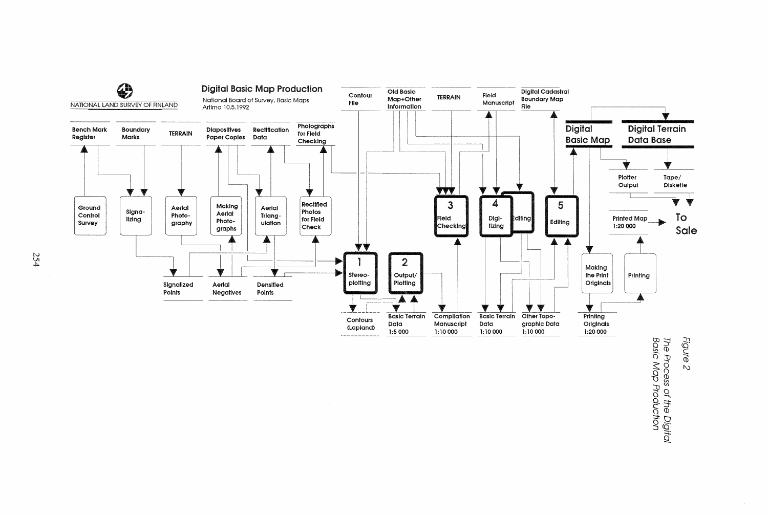NATIONAL LAND SURVEY OF FINLAND

Digital Basic Map Production

National Board of Survey, Basic Maps
Artimo 10.5.1992

Bench Mark Register
Boundary Marks
TERRAIN
Diapositives Paper Copies
Rectification Data
Photographs for Field Checking
Contour File
Old Basic Map+Other Information
TERRAIN
Field Manuscript
Digital Cadastral Boundary Map File
Digital Basic Map
Digital Terrain Data Base

Ground Control Survey
Signa-lizing
Aerial Photo-graphy
Making Aerial Photo-graphs
Aerial Triang-ulation
Rectified Photos for Field Check
1 Stereo-plotting
2 Output/ Plotting
3 Field Checking
4 Digi-tizing
Editing
5 Editing

Plotter Output
Tape/ Diskette
To Sale
Printed Map 1:20 000
Making the Print Originals
Printing

Signalized Points
Aerial Negatives
Densified Points
Contours (Lapland)
Basic Terrain Data 1:5 000
Compilation Manuscript 1:10 000
Basic Terrain Data 1:10 000
Other Topo-graphic Data 1:10 000
Printing Originals 1:20 000

Figure 2
*The Process of the Digital Basic Map Production*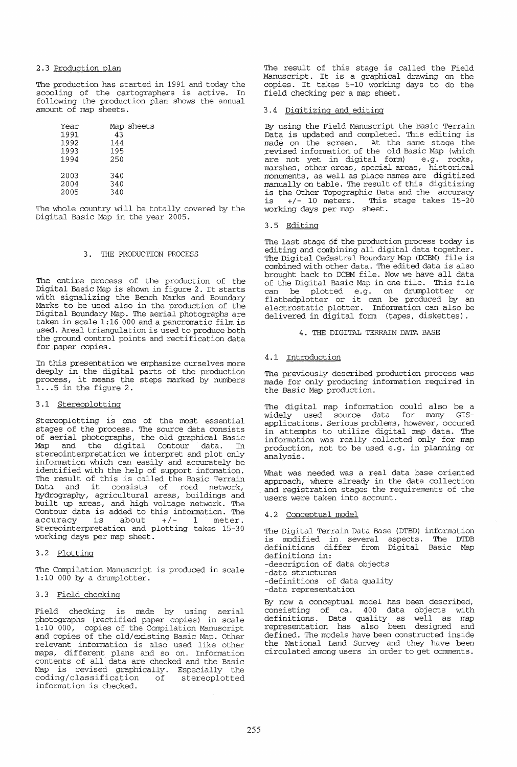### 2.3 Production plan

The production has started in 1991 and today the scooling of the cartographers is active. In following the production plan shows the annual amount of map sheets.

| Year | Map sheets |
|---|---|
| 1991 | 43 |
| 1992 | 144 |
| 1993 | 195 |
| 1994 | 250 |
| | |
| 2003 | 340 |
| 2004 | 340 |
| 2005 | 340 |

The whole country will be totally covered by the Digital Basic Map in the year 2005.

## 3. THE PRODUCTION PROCESS

The entire process of the production of the Digital Basic Map is shown in figure 2. It starts with signalizing the Bench Marks and Boundary Marks to be used also in the production of the Digital Boundary Map. The aerial photographs are taken in scale 1:16 000 and a pancromatic film is used. Areal triangulation is used to produce both the ground control points and rectification data for paper copies.

In this presentation we emphasize ourselves more deeply in the digital parts of the production process, it means the steps marked by numbers 1...5 in the figure 2.

### 3.1 Stereoplotting

Stereoplotting is one of the most essential stages of the process. The source data consists of aerial photographs, the old graphical Basic Map and the digital Contour data. In stereointerpretation we interpret and plot only information which can easily and accurately be identified with the help of support infomation. The result of this is called the Basic Terrain Data and it consists of road network, hydrography, agricultural areas, buildings and built up areas, and high voltage network. The Contour data is added to this information. The accuracy is about +/- 1 meter. Stereointerpretation and plotting takes 15-30 working days per map sheet.

### 3.2 Plotting

The Compilation Manuscript is produced in scale 1:10 000 by a drumplotter.

### 3.3 Field checking

Field checking is made by using aerial photographs (rectified paper copies) in scale 1:10 000, copies of the Compilation Manuscript and copies of the old/existing Basic Map. Other relevant information is also used like other maps, different plans and so on. Information contents of all data are checked and the Basic Map is revised graphically. Especially the coding/classification of stereoplotted information is checked.

The result of this stage is called the Field Manuscript. It is a graphical drawing on the copies. It takes 5-10 working days to do the field checking per a map sheet.

### 3.4 Digitizing and editing

By using the Field Manuscript the Basic Terrain Data is updated and completed. This editing is made on the screen. At the same stage the revised information of the old Basic Map (which are not yet in digital form) e.g. rocks, marshes, other ereas, special areas, historical monuments, as well as place names are digitized manually on table. The result of this digitizing is the Other Topographic Data and the accuracy is +/- 10 meters. This stage takes 15-20 working days per map sheet.

### 3.5 Editing

The last stage of the production process today is editing and combining all digital data together. The Digital Cadastral Boundary Map (DCBM) file is combined with other data. The edited data is also brought back to DCBM file. Now we have all data of the Digital Basic Map in one file. This file can be plotted e.g. on drumplotter or flatbedplotter or it can be produced by an electrostatic plotter. Information can also be delivered in digital form (tapes, diskettes).

## 4. THE DIGITAL TERRAIN DATA BASE

### 4.1 Introduction

The previously described production process was made for only producing information required in the Basic Map production.

The digital map information could also be a widely used source data for many GIS-applications. Serious problems, however, occured in attempts to utilize digital map data. The information was really collected only for map production, not to be used e.g. in planning or analysis.

What was needed was a real data base oriented approach, where already in the data collection and registration stages the requirements of the users were taken into account.

### 4.2 Conceptual model

The Digital Terrain Data Base (DTBD) information is modified in several aspects. The DTDB definitions differ from Digital Basic Map definitions in:

- description of data objects
- data structures
- definitions of data quality
- data representation

By now a conceptual model has been described, consisting of ca. 400 data objects with definitions. Data quality as well as map representation has also been designed and defined. The models have been constructed inside the National Land Survey and they have been circulated among users in order to get comments.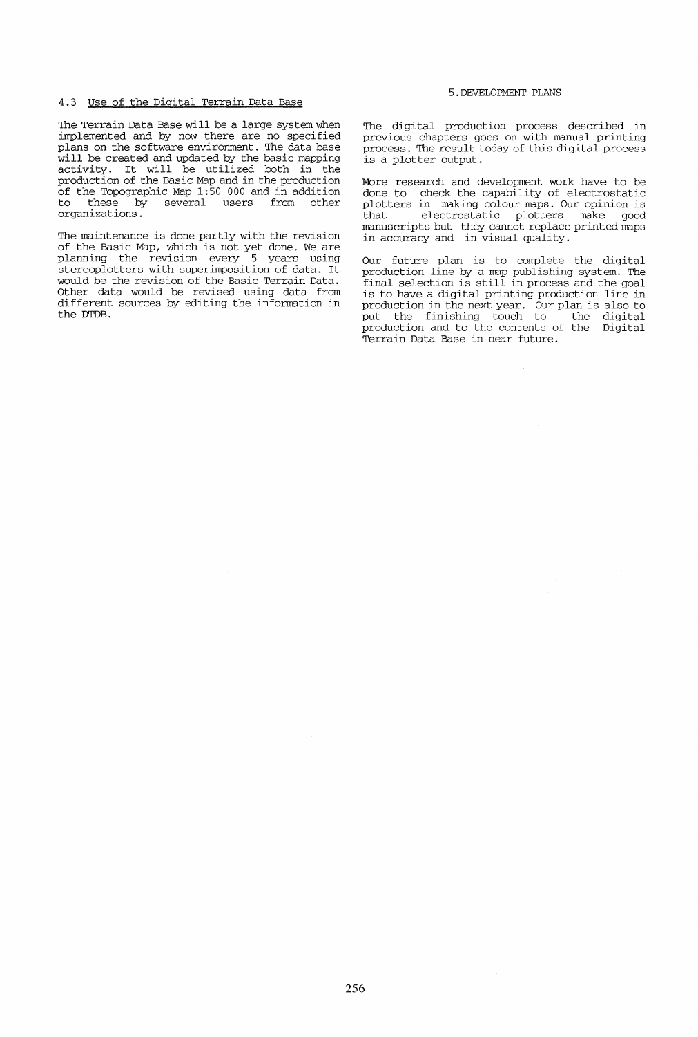### 4.3 Use of the Digital Terrain Data Base

The Terrain Data Base will be a large system when implemented and by now there are no specified plans on the software environment. The data base will be created and updated by the basic mapping activity. It will be utilized both in the production of the Basic Map and in the production of the Topographic Map 1:50 000 and in addition to these by several users from other organizations.

The maintenance is done partly with the revision of the Basic Map, which is not yet done. We are planning the revision every 5 years using stereoplotters with superimposition of data. It would be the revision of the Basic Terrain Data. Other data would be revised using data from different sources by editing the information in the DTDB.

## 5. DEVELOPMENT PLANS

The digital production process described in previous chapters goes on with manual printing process. The result today of this digital process is a plotter output.

More research and development work have to be done to check the capability of electrostatic plotters in making colour maps. Our opinion is that electrostatic plotters make good manuscripts but they cannot replace printed maps in accuracy and in visual quality.

Our future plan is to complete the digital production line by a map publishing system. The final selection is still in process and the goal is to have a digital printing production line in production in the next year. Our plan is also to put the finishing touch to the digital production and to the contents of the Digital Terrain Data Base in near future.